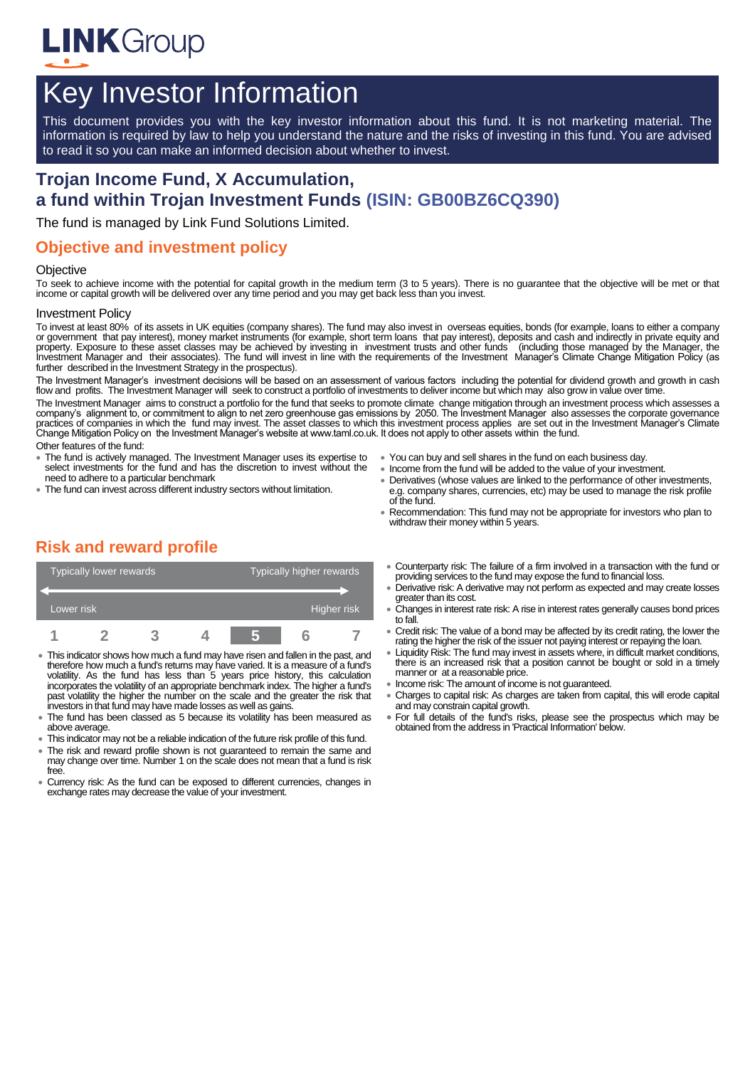LINKGroup

# Key Investor Information

This document provides you with the key investor information about this fund. It is not marketing material. The information is required by law to help you understand the nature and the risks of investing in this fund. You are advised to read it so you can make an informed decision about whether to invest.

## Trojan Income Fund, X Accumulation, a fund within Trojan Investment Funds (ISIN: GB00BZ6CQ390)

The fund is managed by Link Fund Solutions Limited.

## Objective and investment policy

### Objective

To seek to achieve income with the potential for capital growth in the medium term (3 to 5 years). There is no guarantee that the objective will be met or that income or capital growth will be delivered over any time period and you may get back less than you invest.

### Investment Policy

To invest at least 80% of its assets in UK equities (company shares). The fund may also invest in overseas equities, bonds (for example, loans to either a company or government that pay interest), money market instruments (for example, short term loans that pay interest), deposits and cash and indirectly in private equity and property. Exposure to these asset classes may be achieved by investing in investment trusts and other funds (including those managed by the Manager, the Investment Manager and their associates). The fund will invest in line with the requirements of the Investment Manager's Climate Change Mitigation Policy (as further described in the Investment Strategy in the prospectus).

The Investment Manager's investment decisions will be based on an assessment of various factors including the potential for dividend growth and growth in cash flow and profits. The Investment Manager will seek to construct a portfolio of investments to deliver income but which may also grow in value over time.

The Investment Manager aims to construct a portfolio for the fund that seeks to promote climate change mitigation through an investment process which assesses a company's alignment to, or commitment to align to net zero greenhouse gas emissions by 2050. The Investment Manager also assesses the corporate governance practices of companies in which the fund may invest. The asset classes to which this investment process applies are set out in the Investment Manager's Climate Change Mitigation Policy on the Investment Manager's website at www.taml.co.uk. It does not apply to other assets within the fund.

Other features of the fund:

- The fund is actively managed. The Investment Manager uses its expertise to select investments for the fund and has the discretion to invest without the need to adhere to a particular benchmark
- The fund can invest across different industry sectors without limitation.
- You can buy and sell shares in the fund on each business day.
- Income from the fund will be added to the value of your investment.
- Derivatives (whose values are linked to the performance of other investments, e.g. company shares, currencies, etc) may be used to manage the risk profile of the fund.
- Recommendation: This fund may not be appropriate for investors who plan to withdraw their money within 5 years.

## Risk and reward profile

| Typically lower rewards | | | | | | Typically higher rewards |
|---|---|---|---|---|---|---|
| Lower risk | | | | | | Higher risk |
| 1 | 2 | 3 | 4 | **5** | 6 | 7 |

- This indicator shows how much a fund may have risen and fallen in the past, and therefore how much a fund's returns may have varied. It is a measure of a fund's volatility. As the fund has less than 5 years price history, this calculation incorporates the volatility of an appropriate benchmark index. The higher a fund's past volatility the higher the number on the scale and the greater the risk that investors in that fund may have made losses as well as gains.
- The fund has been classed as 5 because its volatility has been measured as above average.
- This indicator may not be a reliable indication of the future risk profile of this fund.
- The risk and reward profile shown is not guaranteed to remain the same and may change over time. Number 1 on the scale does not mean that a fund is risk free.
- Currency risk: As the fund can be exposed to different currencies, changes in exchange rates may decrease the value of your investment.
- Counterparty risk: The failure of a firm involved in a transaction with the fund or providing services to the fund may expose the fund to financial loss.
- Derivative risk: A derivative may not perform as expected and may create losses greater than its cost.
- Changes in interest rate risk: A rise in interest rates generally causes bond prices to fall.
- Credit risk: The value of a bond may be affected by its credit rating, the lower the rating the higher the risk of the issuer not paying interest or repaying the loan.
- Liquidity Risk: The fund may invest in assets where, in difficult market conditions, there is an increased risk that a position cannot be bought or sold in a timely manner or at a reasonable price.
- Income risk: The amount of income is not guaranteed.
- Charges to capital risk: As charges are taken from capital, this will erode capital and may constrain capital growth.
- For full details of the fund's risks, please see the prospectus which may be obtained from the address in 'Practical Information' below.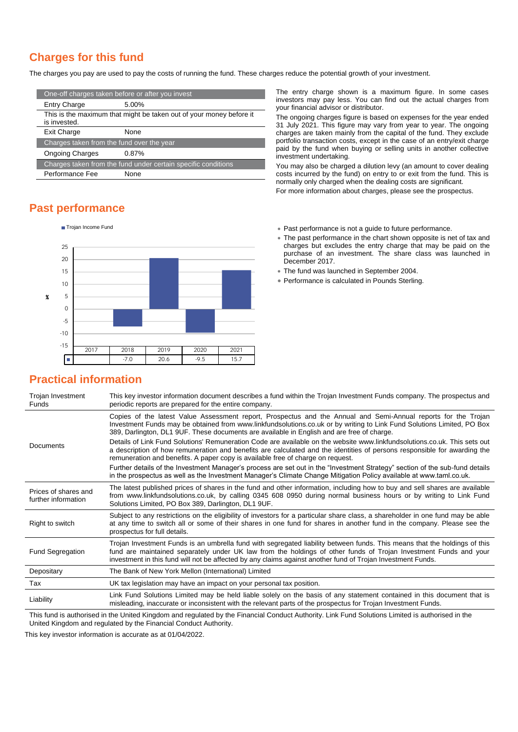## Charges for this fund

The charges you pay are used to pay the costs of running the fund. These charges reduce the potential growth of your investment.

| | |
|---|---|
| **One-off charges taken before or after you invest** | |
| Entry Charge | 5.00% |
| This is the maximum that might be taken out of your money before it is invested. | |
| Exit Charge | None |
| **Charges taken from the fund over the year** | |
| Ongoing Charges | 0.87% |
| **Charges taken from the fund under certain specific conditions** | |
| Performance Fee | None |

The entry charge shown is a maximum figure. In some cases investors may pay less. You can find out the actual charges from your financial advisor or distributor.

The ongoing charges figure is based on expenses for the year ended 31 July 2021. This figure may vary from year to year. The ongoing charges are taken mainly from the capital of the fund. They exclude portfolio transaction costs, except in the case of an entry/exit charge paid by the fund when buying or selling units in another collective investment undertaking.

You may also be charged a dilution levy (an amount to cover dealing costs incurred by the fund) on entry to or exit from the fund. This is normally only charged when the dealing costs are significant.

For more information about charges, please see the prospectus.

## Past performance

Trojan Income Fund

%

25
20
15
10
5
0
-5
-10
-15

2017 2018 2019 2020 2021

-7.0 20.6 -9.5 15.7

- Past performance is not a guide to future performance.
- The past performance in the chart shown opposite is net of tax and charges but excludes the entry charge that may be paid on the purchase of an investment. The share class was launched in December 2017.
- The fund was launched in September 2004.
- Performance is calculated in Pounds Sterling.

## Practical information

| | |
|---|---|
| Trojan Investment Funds | This key investor information document describes a fund within the Trojan Investment Funds company. The prospectus and periodic reports are prepared for the entire company. |
| Documents | Copies of the latest Value Assessment report, Prospectus and the Annual and Semi-Annual reports for the Trojan Investment Funds may be obtained from www.linkfundsolutions.co.uk or by writing to Link Fund Solutions Limited, PO Box 389, Darlington, DL1 9UF. These documents are available in English and are free of charge. Details of Link Fund Solutions' Remuneration Code are available on the website www.linkfundsolutions.co.uk. This sets out a description of how remuneration and benefits are calculated and the identities of persons responsible for awarding the remuneration and benefits. A paper copy is available free of charge on request. Further details of the Investment Manager's process are set out in the "Investment Strategy" section of the sub-fund details in the prospectus as well as the Investment Manager's Climate Change Mitigation Policy available at www.taml.co.uk. |
| Prices of shares and further information | The latest published prices of shares in the fund and other information, including how to buy and sell shares are available from www.linkfundsolutions.co.uk, by calling 0345 608 0950 during normal business hours or by writing to Link Fund Solutions Limited, PO Box 389, Darlington, DL1 9UF. |
| Right to switch | Subject to any restrictions on the eligibility of investors for a particular share class, a shareholder in one fund may be able at any time to switch all or some of their shares in one fund for shares in another fund in the company. Please see the prospectus for full details. |
| Fund Segregation | Trojan Investment Funds is an umbrella fund with segregated liability between funds. This means that the holdings of this fund are maintained separately under UK law from the holdings of other funds of Trojan Investment Funds and your investment in this fund will not be affected by any claims against another fund of Trojan Investment Funds. |
| Depositary | The Bank of New York Mellon (International) Limited |
| Tax | UK tax legislation may have an impact on your personal tax position. |
| Liability | Link Fund Solutions Limited may be held liable solely on the basis of any statement contained in this document that is misleading, inaccurate or inconsistent with the relevant parts of the prospectus for Trojan Investment Funds. |

This fund is authorised in the United Kingdom and regulated by the Financial Conduct Authority. Link Fund Solutions Limited is authorised in the United Kingdom and regulated by the Financial Conduct Authority.

This key investor information is accurate as at 01/04/2022.